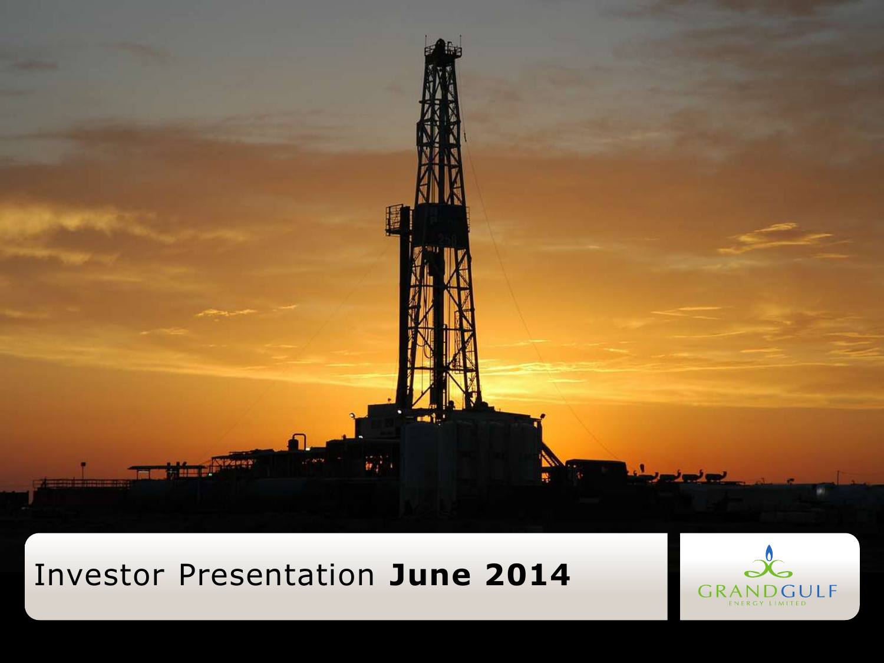# Investor Presentation **June 2014**

GRANDGULF ENERGY LIMITED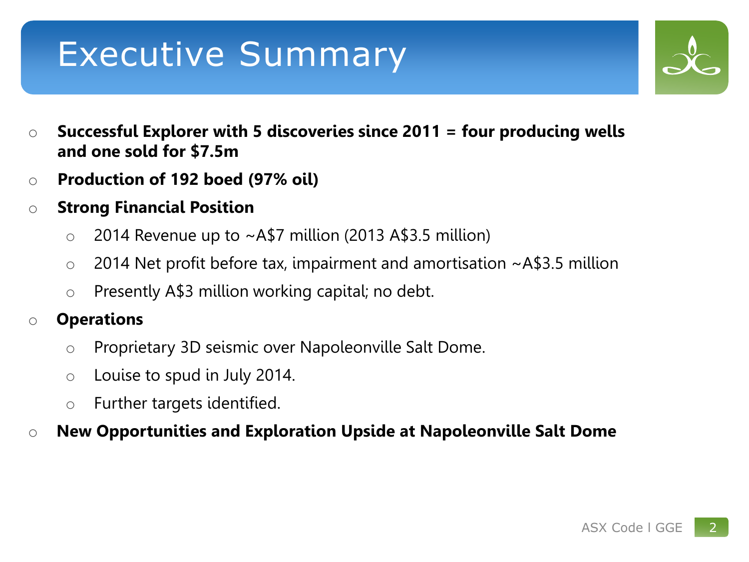# Executive Summary

- **Successful Explorer with 5 discoveries since 2011 = four producing wells and one sold for $7.5m**
- **Production of 192 boed (97% oil)**
- **Strong Financial Position**
  - 2014 Revenue up to ~A$7 million (2013 A$3.5 million)
  - 2014 Net profit before tax, impairment and amortisation ~A$3.5 million
  - Presently A$3 million working capital; no debt.
- **Operations**
  - Proprietary 3D seismic over Napoleonville Salt Dome.
  - Louise to spud in July 2014.
  - Further targets identified.
- **New Opportunities and Exploration Upside at Napoleonville Salt Dome**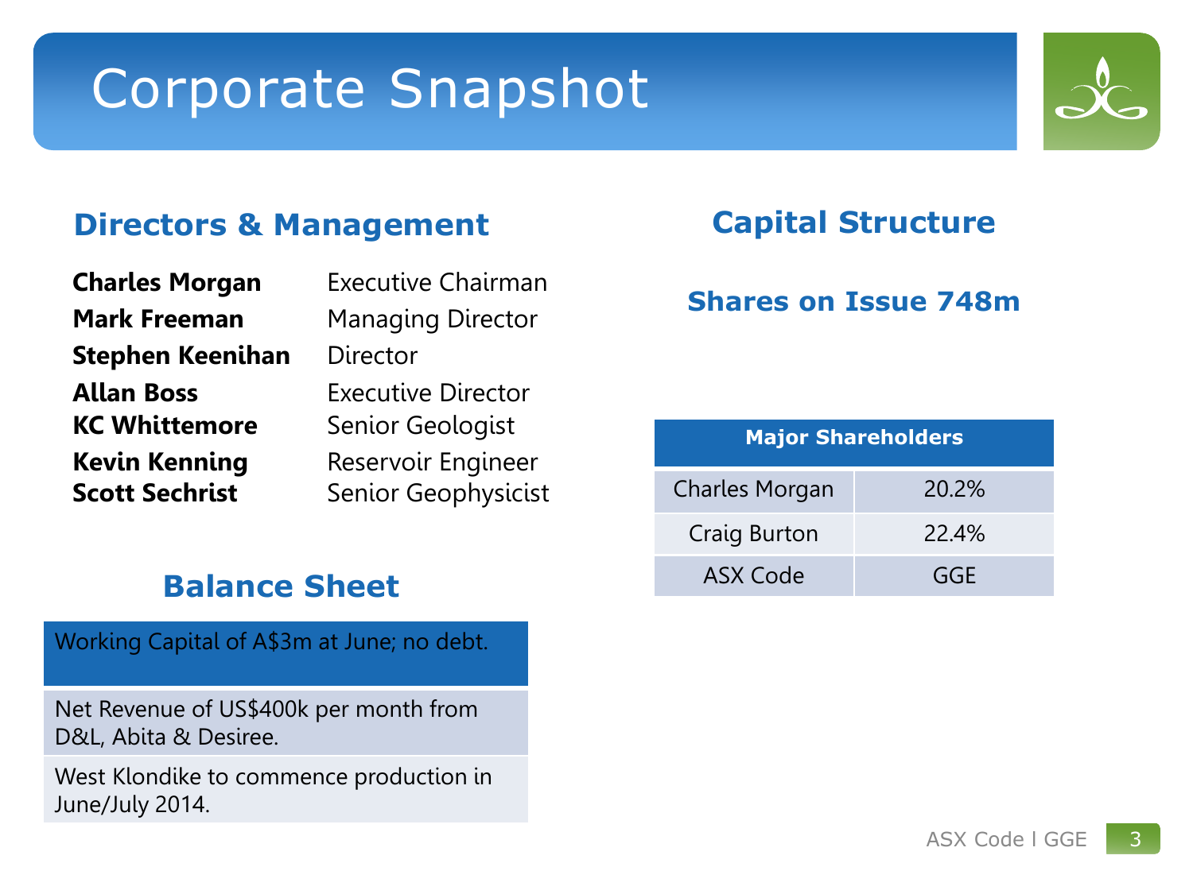# Corporate Snapshot

## Directors & Management

| | |
|---|---|
| **Charles Morgan** | Executive Chairman |
| **Mark Freeman** | Managing Director |
| **Stephen Keenihan** | Director |
| **Allan Boss** | Executive Director |
| **KC Whittemore** | Senior Geologist |
| **Kevin Kenning** | Reservoir Engineer |
| **Scott Sechrist** | Senior Geophysicist |

## Capital Structure

### Shares on Issue 748m

| Major Shareholders | |
|---|---|
| Charles Morgan | 20.2% |
| Craig Burton | 22.4% |
| ASX Code | GGE |

## Balance Sheet

| Working Capital of A$3m at June; no debt. |
|---|
| Net Revenue of US$400k per month from D&L, Abita & Desiree. |
| West Klondike to commence production in June/July 2014. |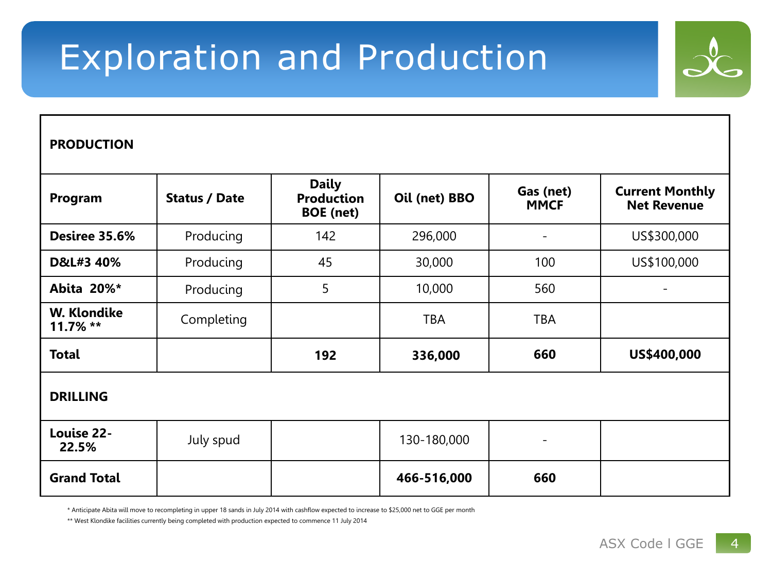# Exploration and Production

| **PRODUCTION** | | | | | |
|---|---|---|---|---|---|
| **Program** | **Status / Date** | **Daily Production BOE (net)** | **Oil (net) BBO** | **Gas (net) MMCF** | **Current Monthly Net Revenue** |
| **Desiree 35.6%** | Producing | 142 | 296,000 | - | US$300,000 |
| **D&L#3 40%** | Producing | 45 | 30,000 | 100 | US$100,000 |
| **Abita 20%*** | Producing | 5 | 10,000 | 560 | - |
| **W. Klondike 11.7% **** | Completing | | TBA | TBA | |
| **Total** | | **192** | **336,000** | **660** | **US$400,000** |
| **DRILLING** | | | | | |
| **Louise 22-22.5%** | July spud | | 130-180,000 | - | |
| **Grand Total** | | | **466-516,000** | **660** | |

\* Anticipate Abita will move to recompleting in upper 18 sands in July 2014 with cashflow expected to increase to $25,000 net to GGE per month

** West Klondike facilities currently being completed with production expected to commence 11 July 2014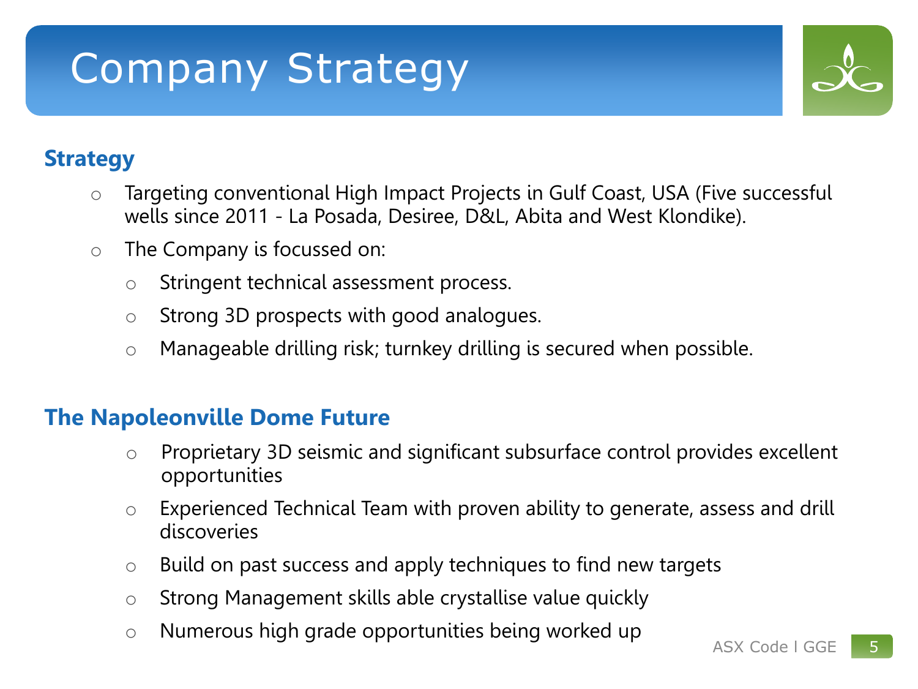# Company Strategy

## Strategy

- Targeting conventional High Impact Projects in Gulf Coast, USA (Five successful wells since 2011 - La Posada, Desiree, D&L, Abita and West Klondike).
- The Company is focussed on:
  - Stringent technical assessment process.
  - Strong 3D prospects with good analogues.
  - Manageable drilling risk; turnkey drilling is secured when possible.

## The Napoleonville Dome Future

- Proprietary 3D seismic and significant subsurface control provides excellent opportunities
- Experienced Technical Team with proven ability to generate, assess and drill discoveries
- Build on past success and apply techniques to find new targets
- Strong Management skills able crystallise value quickly
- Numerous high grade opportunities being worked up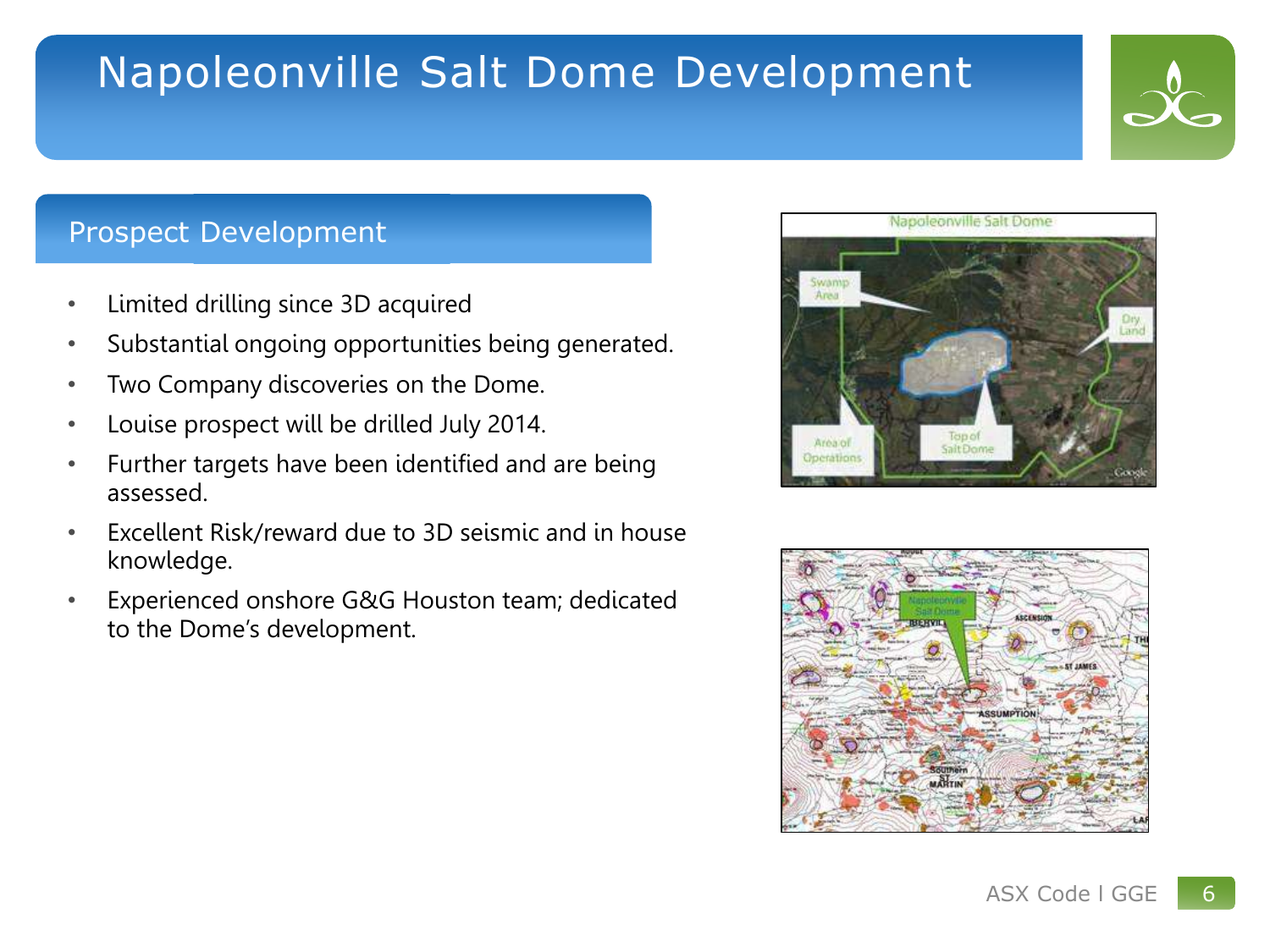# Napoleonville Salt Dome Development

## Prospect Development

- Limited drilling since 3D acquired
- Substantial ongoing opportunities being generated.
- Two Company discoveries on the Dome.
- Louise prospect will be drilled July 2014.
- Further targets have been identified and are being assessed.
- Excellent Risk/reward due to 3D seismic and in house knowledge.
- Experienced onshore G&G Houston team; dedicated to the Dome's development.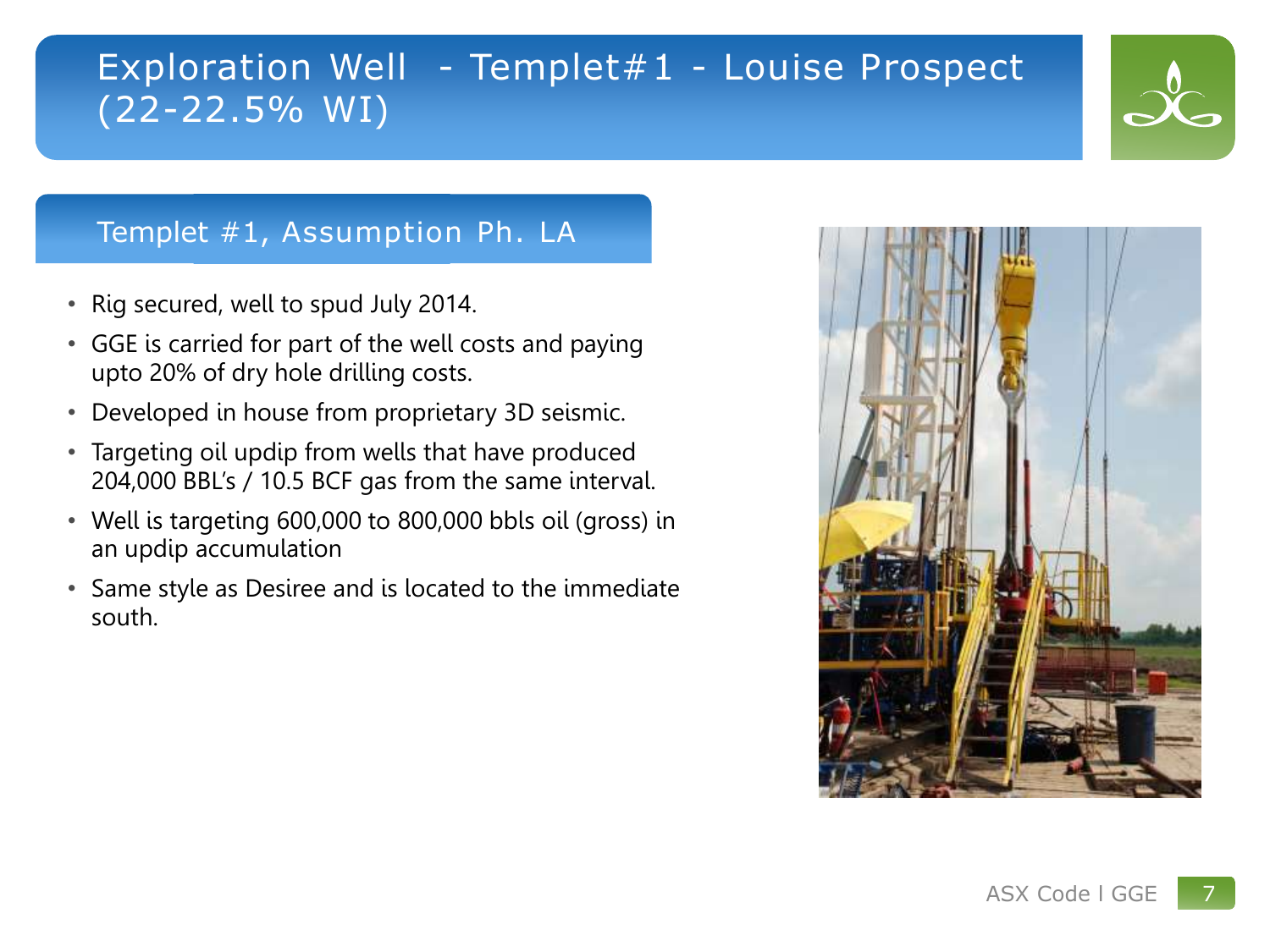# Exploration Well - Templet#1 - Louise Prospect (22-22.5% WI)

## Templet #1, Assumption Ph. LA

- Rig secured, well to spud July 2014.
- GGE is carried for part of the well costs and paying upto 20% of dry hole drilling costs.
- Developed in house from proprietary 3D seismic.
- Targeting oil updip from wells that have produced 204,000 BBL's / 10.5 BCF gas from the same interval.
- Well is targeting 600,000 to 800,000 bbls oil (gross) in an updip accumulation
- Same style as Desiree and is located to the immediate south.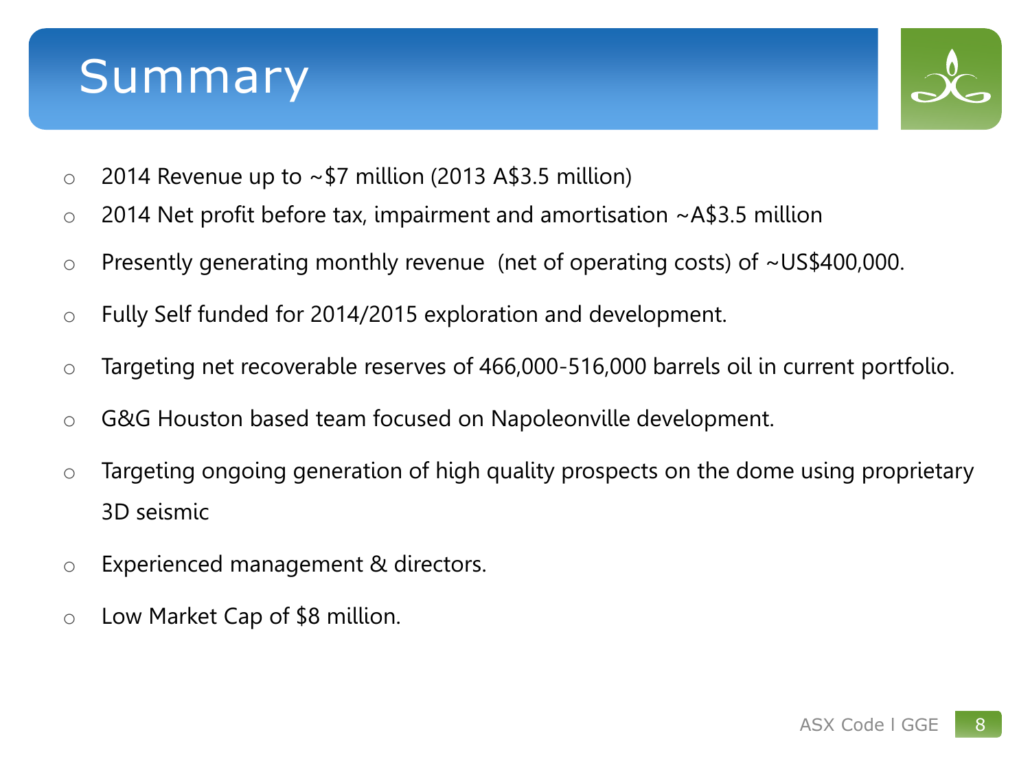# Summary

- 2014 Revenue up to ~$7 million (2013 A$3.5 million)
- 2014 Net profit before tax, impairment and amortisation ~A$3.5 million
- Presently generating monthly revenue (net of operating costs) of ~US$400,000.
- Fully Self funded for 2014/2015 exploration and development.
- Targeting net recoverable reserves of 466,000-516,000 barrels oil in current portfolio.
- G&G Houston based team focused on Napoleonville development.
- Targeting ongoing generation of high quality prospects on the dome using proprietary 3D seismic
- Experienced management & directors.
- Low Market Cap of $8 million.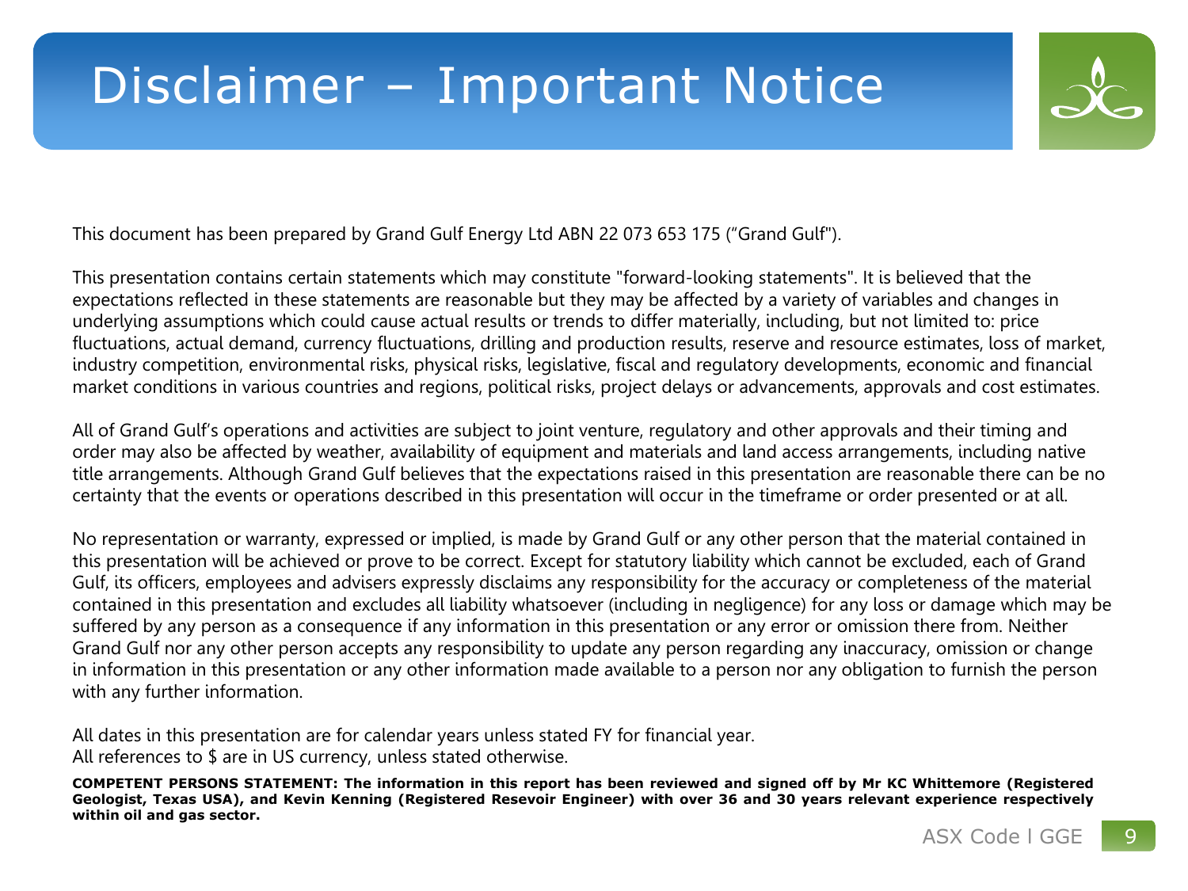# Disclaimer – Important Notice

This document has been prepared by Grand Gulf Energy Ltd ABN 22 073 653 175 ("Grand Gulf").

This presentation contains certain statements which may constitute "forward-looking statements". It is believed that the expectations reflected in these statements are reasonable but they may be affected by a variety of variables and changes in underlying assumptions which could cause actual results or trends to differ materially, including, but not limited to: price fluctuations, actual demand, currency fluctuations, drilling and production results, reserve and resource estimates, loss of market, industry competition, environmental risks, physical risks, legislative, fiscal and regulatory developments, economic and financial market conditions in various countries and regions, political risks, project delays or advancements, approvals and cost estimates.

All of Grand Gulf's operations and activities are subject to joint venture, regulatory and other approvals and their timing and order may also be affected by weather, availability of equipment and materials and land access arrangements, including native title arrangements. Although Grand Gulf believes that the expectations raised in this presentation are reasonable there can be no certainty that the events or operations described in this presentation will occur in the timeframe or order presented or at all.

No representation or warranty, expressed or implied, is made by Grand Gulf or any other person that the material contained in this presentation will be achieved or prove to be correct. Except for statutory liability which cannot be excluded, each of Grand Gulf, its officers, employees and advisers expressly disclaims any responsibility for the accuracy or completeness of the material contained in this presentation and excludes all liability whatsoever (including in negligence) for any loss or damage which may be suffered by any person as a consequence if any information in this presentation or any error or omission there from. Neither Grand Gulf nor any other person accepts any responsibility to update any person regarding any inaccuracy, omission or change in information in this presentation or any other information made available to a person nor any obligation to furnish the person with any further information.

All dates in this presentation are for calendar years unless stated FY for financial year.
All references to $ are in US currency, unless stated otherwise.

**COMPETENT PERSONS STATEMENT: The information in this report has been reviewed and signed off by Mr KC Whittemore (Registered Geologist, Texas USA), and Kevin Kenning (Registered Resevoir Engineer) with over 36 and 30 years relevant experience respectively within oil and gas sector.**

ASX Code I GGE